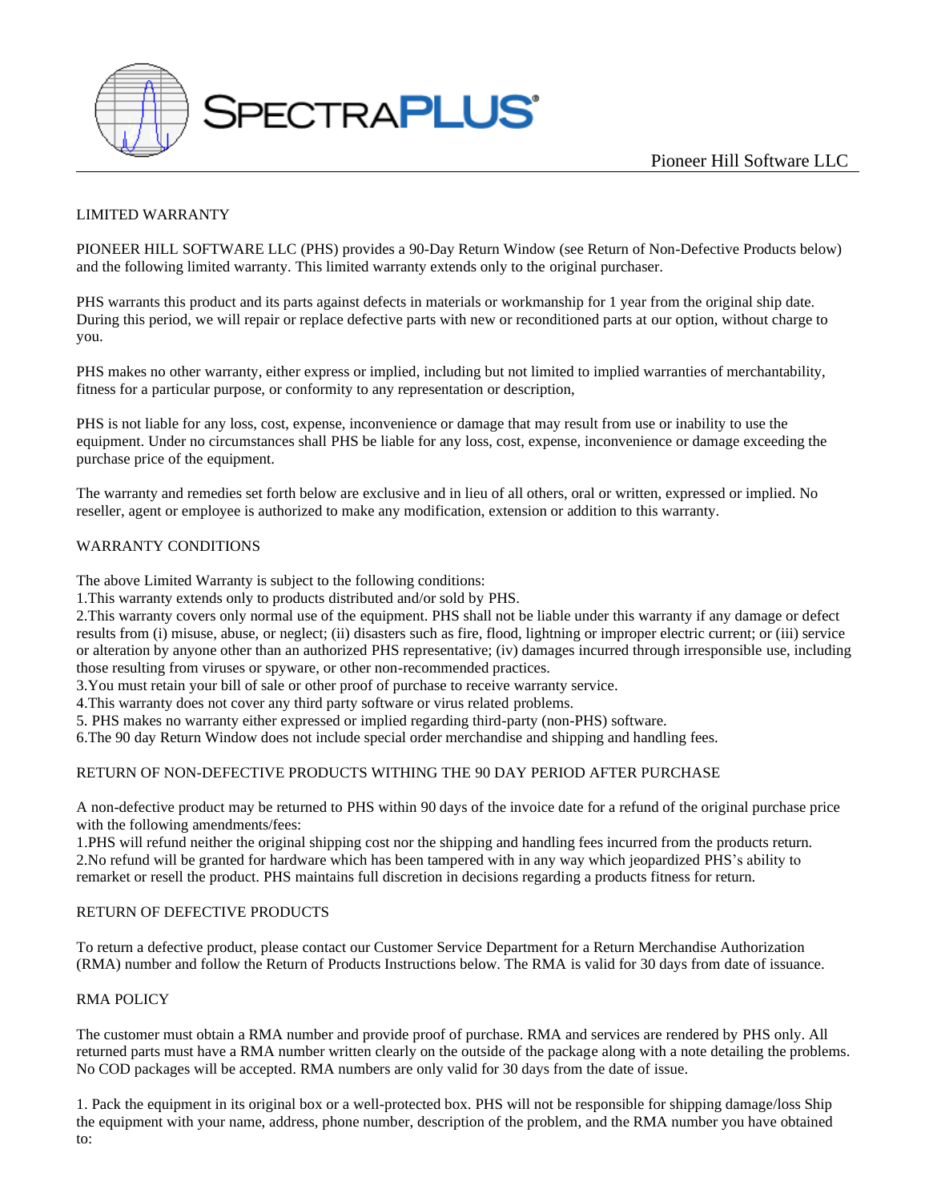SPECTRAPLUS®

Pioneer Hill Software LLC

## LIMITED WARRANTY

PIONEER HILL SOFTWARE LLC (PHS) provides a 90-Day Return Window (see Return of Non-Defective Products below) and the following limited warranty. This limited warranty extends only to the original purchaser.

PHS warrants this product and its parts against defects in materials or workmanship for 1 year from the original ship date. During this period, we will repair or replace defective parts with new or reconditioned parts at our option, without charge to you.

PHS makes no other warranty, either express or implied, including but not limited to implied warranties of merchantability, fitness for a particular purpose, or conformity to any representation or description,

PHS is not liable for any loss, cost, expense, inconvenience or damage that may result from use or inability to use the equipment. Under no circumstances shall PHS be liable for any loss, cost, expense, inconvenience or damage exceeding the purchase price of the equipment.

The warranty and remedies set forth below are exclusive and in lieu of all others, oral or written, expressed or implied. No reseller, agent or employee is authorized to make any modification, extension or addition to this warranty.

## WARRANTY CONDITIONS

The above Limited Warranty is subject to the following conditions:

1.This warranty extends only to products distributed and/or sold by PHS.
2.This warranty covers only normal use of the equipment. PHS shall not be liable under this warranty if any damage or defect results from (i) misuse, abuse, or neglect; (ii) disasters such as fire, flood, lightning or improper electric current; or (iii) service or alteration by anyone other than an authorized PHS representative; (iv) damages incurred through irresponsible use, including those resulting from viruses or spyware, or other non-recommended practices.
3.You must retain your bill of sale or other proof of purchase to receive warranty service.
4.This warranty does not cover any third party software or virus related problems.
5. PHS makes no warranty either expressed or implied regarding third-party (non-PHS) software.
6.The 90 day Return Window does not include special order merchandise and shipping and handling fees.

## RETURN OF NON-DEFECTIVE PRODUCTS WITHING THE 90 DAY PERIOD AFTER PURCHASE

A non-defective product may be returned to PHS within 90 days of the invoice date for a refund of the original purchase price with the following amendments/fees:

1.PHS will refund neither the original shipping cost nor the shipping and handling fees incurred from the products return.
2.No refund will be granted for hardware which has been tampered with in any way which jeopardized PHS's ability to remarket or resell the product. PHS maintains full discretion in decisions regarding a products fitness for return.

## RETURN OF DEFECTIVE PRODUCTS

To return a defective product, please contact our Customer Service Department for a Return Merchandise Authorization (RMA) number and follow the Return of Products Instructions below. The RMA is valid for 30 days from date of issuance.

## RMA POLICY

The customer must obtain a RMA number and provide proof of purchase. RMA and services are rendered by PHS only. All returned parts must have a RMA number written clearly on the outside of the package along with a note detailing the problems. No COD packages will be accepted. RMA numbers are only valid for 30 days from the date of issue.

1. Pack the equipment in its original box or a well-protected box. PHS will not be responsible for shipping damage/loss Ship the equipment with your name, address, phone number, description of the problem, and the RMA number you have obtained to: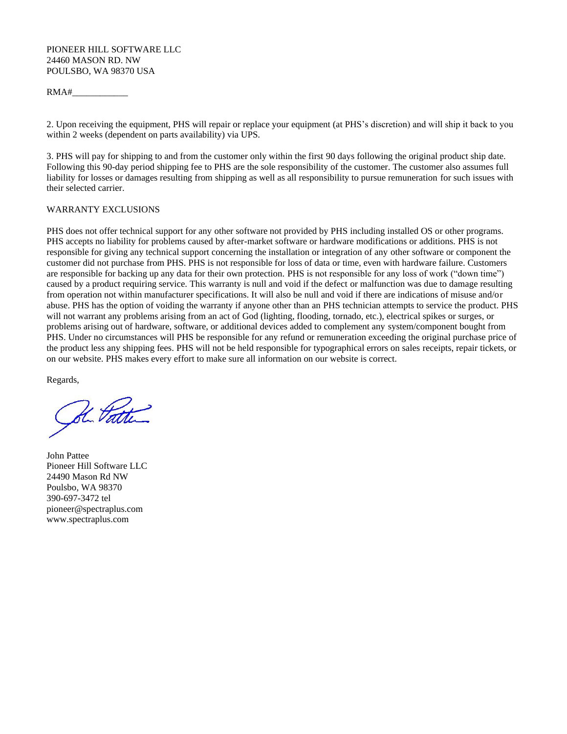PIONEER HILL SOFTWARE LLC
24460 MASON RD. NW
POULSBO, WA 98370 USA

RMA#____________

2. Upon receiving the equipment, PHS will repair or replace your equipment (at PHS's discretion) and will ship it back to you within 2 weeks (dependent on parts availability) via UPS.

3. PHS will pay for shipping to and from the customer only within the first 90 days following the original product ship date. Following this 90-day period shipping fee to PHS are the sole responsibility of the customer. The customer also assumes full liability for losses or damages resulting from shipping as well as all responsibility to pursue remuneration for such issues with their selected carrier.

WARRANTY EXCLUSIONS

PHS does not offer technical support for any other software not provided by PHS including installed OS or other programs. PHS accepts no liability for problems caused by after-market software or hardware modifications or additions. PHS is not responsible for giving any technical support concerning the installation or integration of any other software or component the customer did not purchase from PHS. PHS is not responsible for loss of data or time, even with hardware failure. Customers are responsible for backing up any data for their own protection. PHS is not responsible for any loss of work ("down time") caused by a product requiring service. This warranty is null and void if the defect or malfunction was due to damage resulting from operation not within manufacturer specifications. It will also be null and void if there are indications of misuse and/or abuse. PHS has the option of voiding the warranty if anyone other than an PHS technician attempts to service the product. PHS will not warrant any problems arising from an act of God (lighting, flooding, tornado, etc.), electrical spikes or surges, or problems arising out of hardware, software, or additional devices added to complement any system/component bought from PHS. Under no circumstances will PHS be responsible for any refund or remuneration exceeding the original purchase price of the product less any shipping fees. PHS will not be held responsible for typographical errors on sales receipts, repair tickets, or on our website. PHS makes every effort to make sure all information on our website is correct.

Regards,

John Pattee
Pioneer Hill Software LLC
24490 Mason Rd NW
Poulsbo, WA 98370
390-697-3472 tel
pioneer@spectraplus.com
www.spectraplus.com